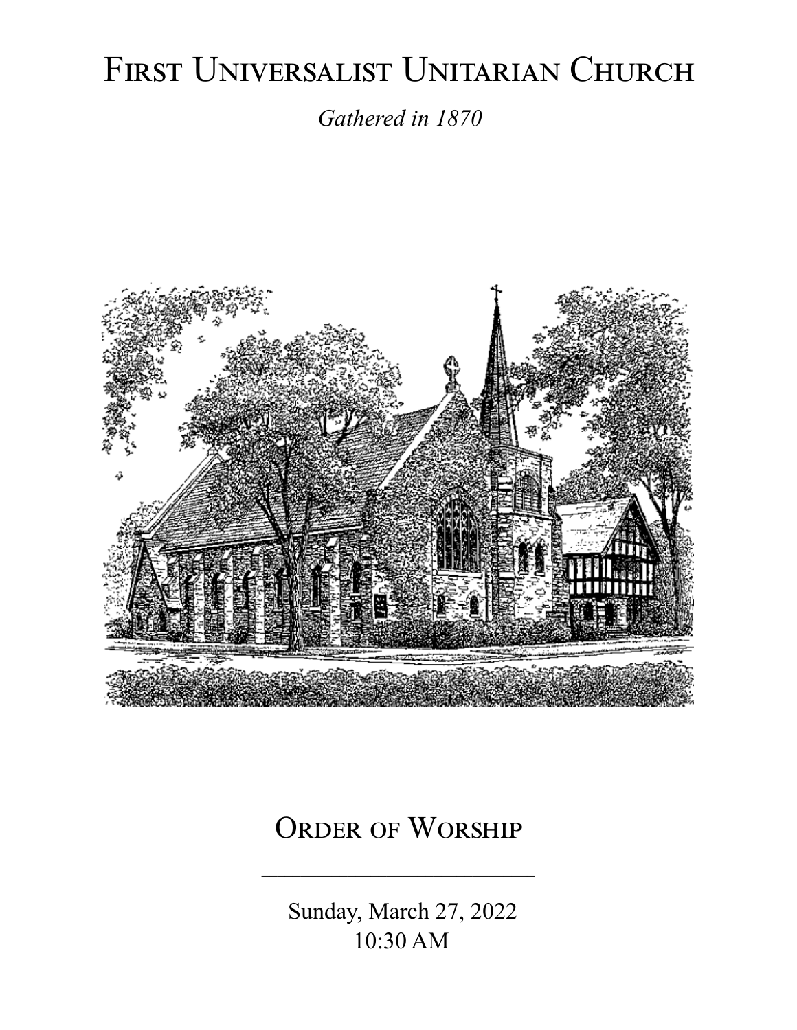# First Universalist Unitarian Church

*Gathered in 1870*

## Order of Worship

Sunday, March 27, 2022
10:30 AM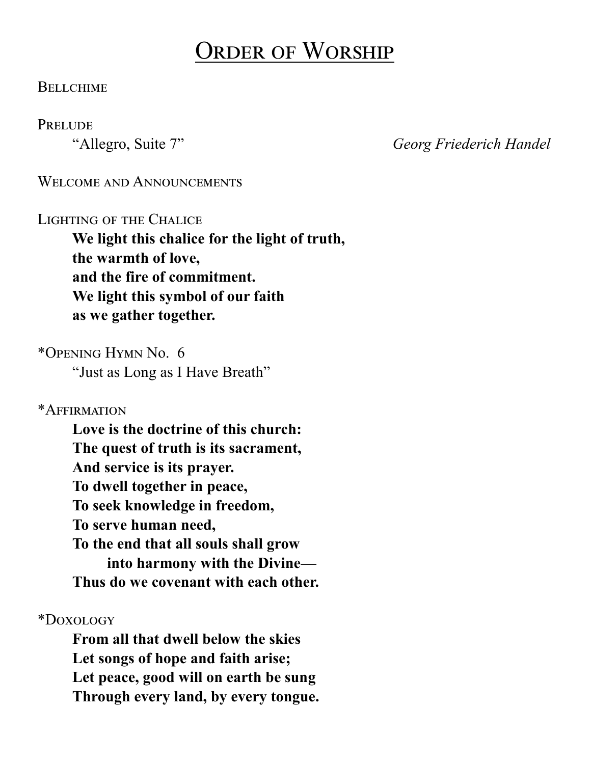# Order of Worship

Bellchime

Prelude

"Allegro, Suite 7" *Georg Friederich Handel*

Welcome and Announcements

Lighting of the Chalice

**We light this chalice for the light of truth,**
**the warmth of love,**
**and the fire of commitment.**
**We light this symbol of our faith**
**as we gather together.**

*Opening Hymn No. 6

"Just as Long as I Have Breath"

*Affirmation

**Love is the doctrine of this church:**
**The quest of truth is its sacrament,**
**And service is its prayer.**
**To dwell together in peace,**
**To seek knowledge in freedom,**
**To serve human need,**
**To the end that all souls shall grow**
**into harmony with the Divine—**
**Thus do we covenant with each other.**

*Doxology

**From all that dwell below the skies**
**Let songs of hope and faith arise;**
**Let peace, good will on earth be sung**
**Through every land, by every tongue.**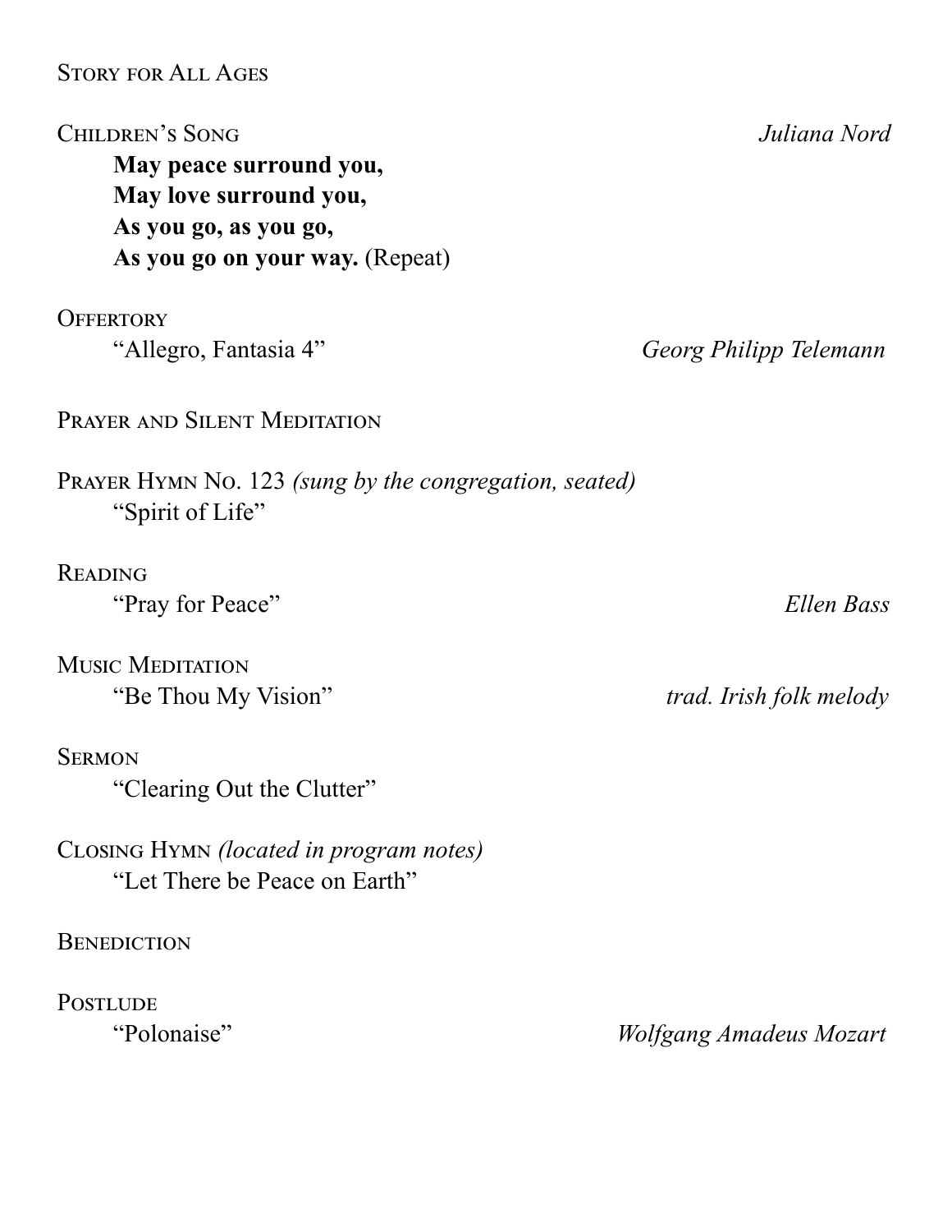Story for All Ages

Children's Song *Juliana Nord*

**May peace surround you,**
**May love surround you,**
**As you go, as you go,**
**As you go on your way.** (Repeat)

Offertory

"Allegro, Fantasia 4" *Georg Philipp Telemann*

Prayer and Silent Meditation

Prayer Hymn No. 123 *(sung by the congregation, seated)*

"Spirit of Life"

Reading

"Pray for Peace" *Ellen Bass*

Music Meditation

"Be Thou My Vision" *trad. Irish folk melody*

Sermon

"Clearing Out the Clutter"

Closing Hymn *(located in program notes)*

"Let There be Peace on Earth"

Benediction

Postlude

"Polonaise" *Wolfgang Amadeus Mozart*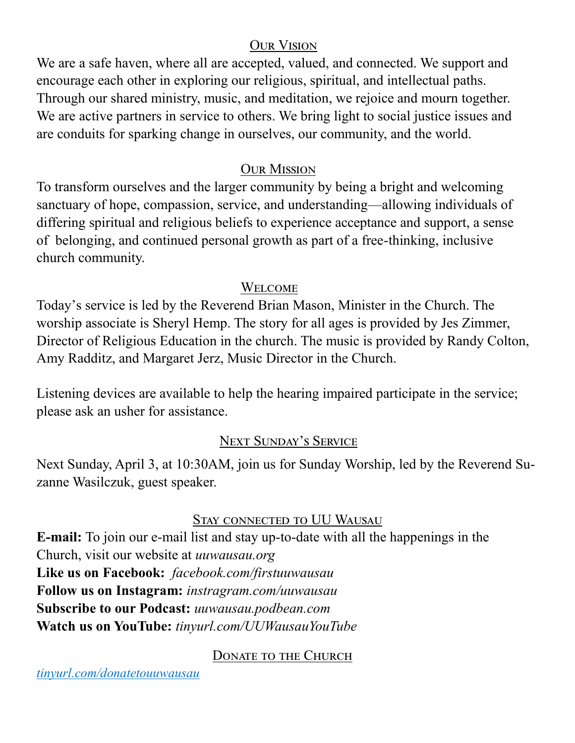## Our Vision

We are a safe haven, where all are accepted, valued, and connected. We support and encourage each other in exploring our religious, spiritual, and intellectual paths. Through our shared ministry, music, and meditation, we rejoice and mourn together. We are active partners in service to others. We bring light to social justice issues and are conduits for sparking change in ourselves, our community, and the world.

## Our Mission

To transform ourselves and the larger community by being a bright and welcoming sanctuary of hope, compassion, service, and understanding—allowing individuals of differing spiritual and religious beliefs to experience acceptance and support, a sense of belonging, and continued personal growth as part of a free-thinking, inclusive church community.

## Welcome

Today's service is led by the Reverend Brian Mason, Minister in the Church. The worship associate is Sheryl Hemp. The story for all ages is provided by Jes Zimmer, Director of Religious Education in the church. The music is provided by Randy Colton, Amy Radditz, and Margaret Jerz, Music Director in the Church.

Listening devices are available to help the hearing impaired participate in the service; please ask an usher for assistance.

## Next Sunday's Service

Next Sunday, April 3, at 10:30AM, join us for Sunday Worship, led by the Reverend Suzanne Wasilczuk, guest speaker.

## Stay connected to UU Wausau

**E-mail:** To join our e-mail list and stay up-to-date with all the happenings in the Church, visit our website at *uuwausau.org*
**Like us on Facebook:** *facebook.com/firstuuwausau*
**Follow us on Instagram:** *instragram.com/uuwausau*
**Subscribe to our Podcast:** *uuwausau.podbean.com*
**Watch us on YouTube:** *tinyurl.com/UUWausauYouTube*

## Donate to the Church

*tinyurl.com/donatetouuwausau*